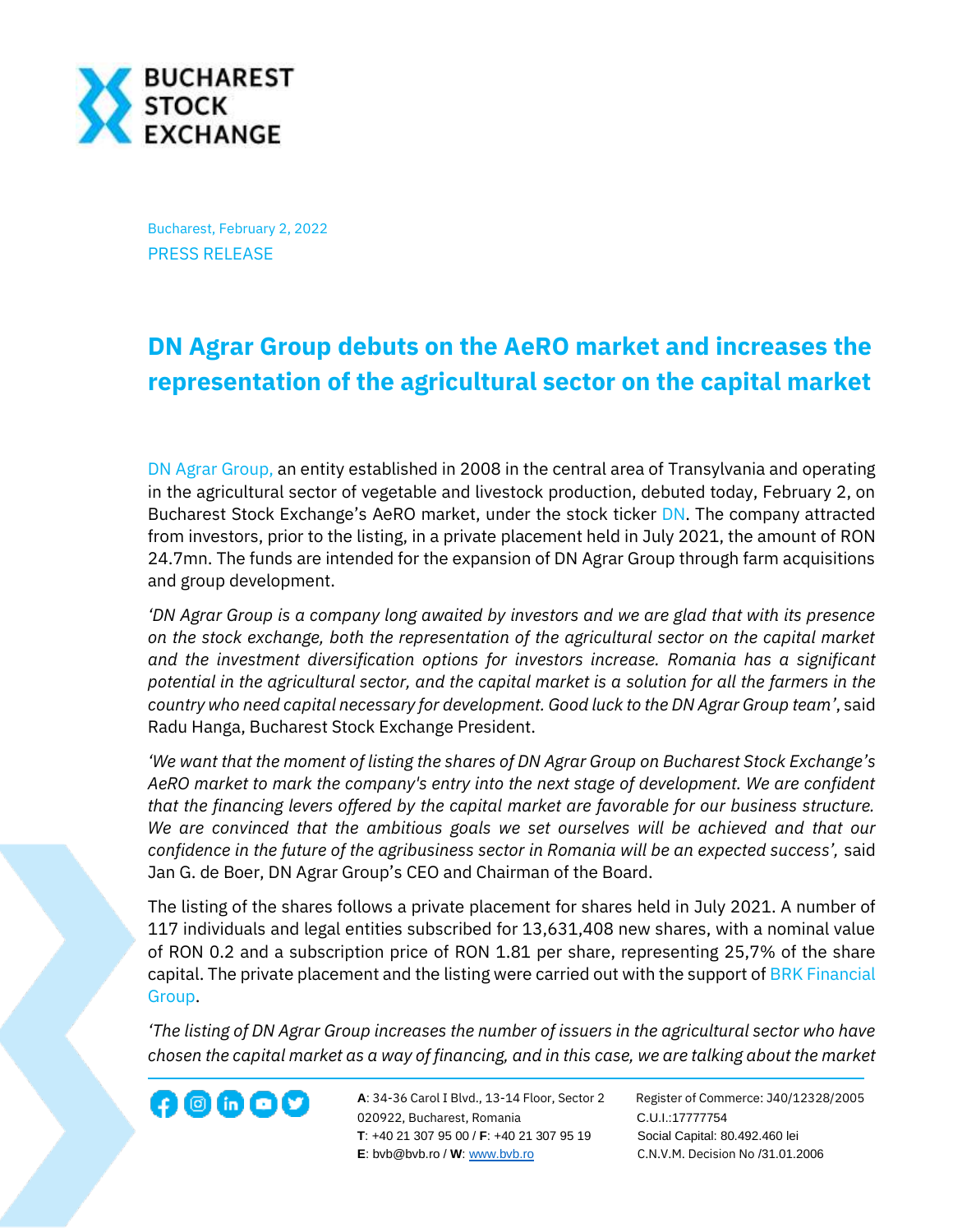Bucharest, February 2, 2022

PRESS RELEASE

# DN Agrar Group debuts on the AeRO market and increases the representation of the agricultural sector on the capital market

DN Agrar Group, an entity established in 2008 in the central area of Transylvania and operating in the agricultural sector of vegetable and livestock production, debuted today, February 2, on Bucharest Stock Exchange's AeRO market, under the stock ticker DN. The company attracted from investors, prior to the listing, in a private placement held in July 2021, the amount of RON 24.7mn. The funds are intended for the expansion of DN Agrar Group through farm acquisitions and group development.

*'DN Agrar Group is a company long awaited by investors and we are glad that with its presence on the stock exchange, both the representation of the agricultural sector on the capital market and the investment diversification options for investors increase. Romania has a significant potential in the agricultural sector, and the capital market is a solution for all the farmers in the country who need capital necessary for development. Good luck to the DN Agrar Group team'*, said Radu Hanga, Bucharest Stock Exchange President.

*'We want that the moment of listing the shares of DN Agrar Group on Bucharest Stock Exchange's AeRO market to mark the company's entry into the next stage of development. We are confident that the financing levers offered by the capital market are favorable for our business structure. We are convinced that the ambitious goals we set ourselves will be achieved and that our confidence in the future of the agribusiness sector in Romania will be an expected success',* said Jan G. de Boer, DN Agrar Group's CEO and Chairman of the Board.

The listing of the shares follows a private placement for shares held in July 2021. A number of 117 individuals and legal entities subscribed for 13,631,408 new shares, with a nominal value of RON 0.2 and a subscription price of RON 1.81 per share, representing 25,7% of the share capital. The private placement and the listing were carried out with the support of BRK Financial Group.

*'The listing of DN Agrar Group increases the number of issuers in the agricultural sector who have chosen the capital market as a way of financing, and in this case, we are talking about the market*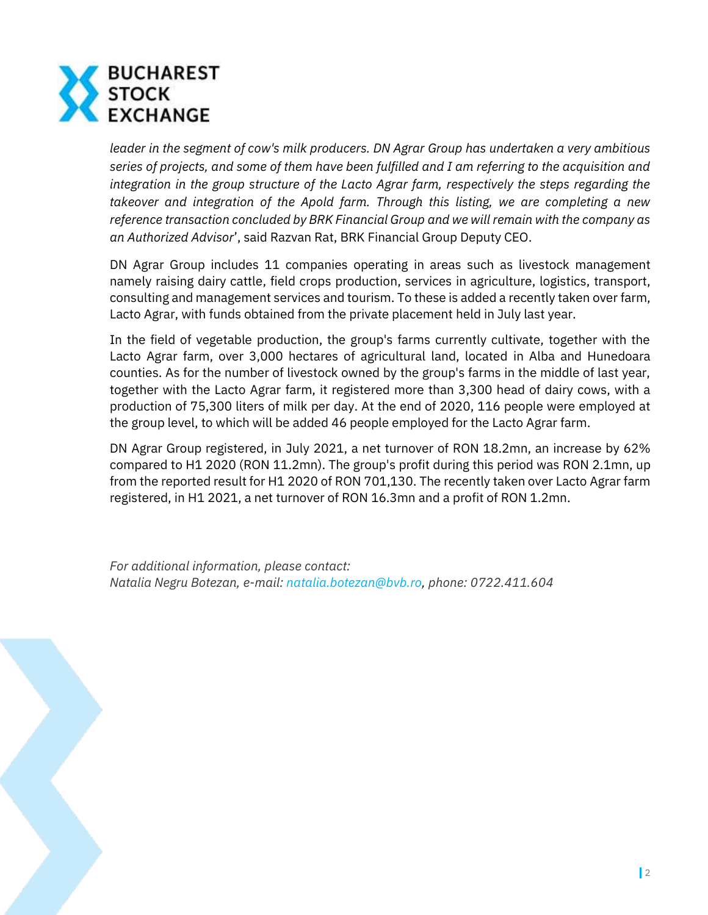*leader in the segment of cow's milk producers. DN Agrar Group has undertaken a very ambitious series of projects, and some of them have been fulfilled and I am referring to the acquisition and integration in the group structure of the Lacto Agrar farm, respectively the steps regarding the takeover and integration of the Apold farm. Through this listing, we are completing a new reference transaction concluded by BRK Financial Group and we will remain with the company as an Authorized Advisor*', said Razvan Rat, BRK Financial Group Deputy CEO.

DN Agrar Group includes 11 companies operating in areas such as livestock management namely raising dairy cattle, field crops production, services in agriculture, logistics, transport, consulting and management services and tourism. To these is added a recently taken over farm, Lacto Agrar, with funds obtained from the private placement held in July last year.

In the field of vegetable production, the group's farms currently cultivate, together with the Lacto Agrar farm, over 3,000 hectares of agricultural land, located in Alba and Hunedoara counties. As for the number of livestock owned by the group's farms in the middle of last year, together with the Lacto Agrar farm, it registered more than 3,300 head of dairy cows, with a production of 75,300 liters of milk per day. At the end of 2020, 116 people were employed at the group level, to which will be added 46 people employed for the Lacto Agrar farm.

DN Agrar Group registered, in July 2021, a net turnover of RON 18.2mn, an increase by 62% compared to H1 2020 (RON 11.2mn). The group's profit during this period was RON 2.1mn, up from the reported result for H1 2020 of RON 701,130. The recently taken over Lacto Agrar farm registered, in H1 2021, a net turnover of RON 16.3mn and a profit of RON 1.2mn.

*For additional information, please contact:*
*Natalia Negru Botezan, e-mail: natalia.botezan@bvb.ro, phone: 0722.411.604*